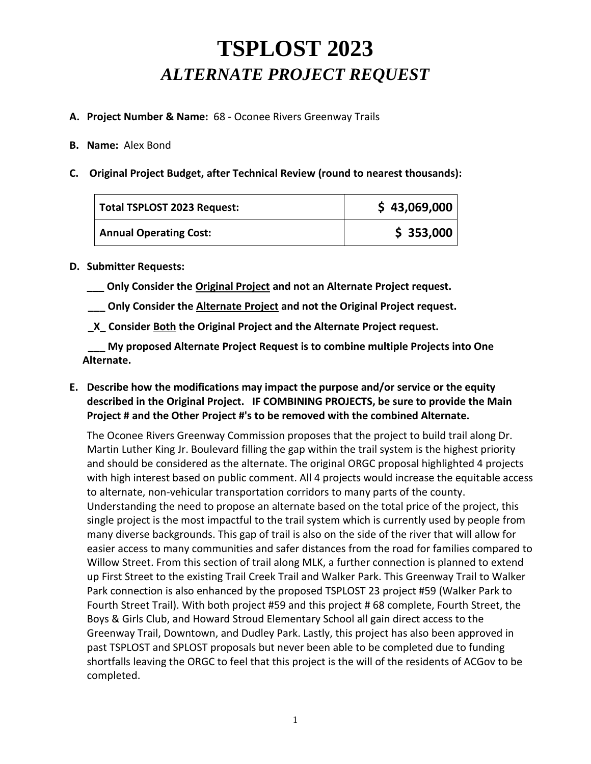# TSPLOST 2023

## *ALTERNATE PROJECT REQUEST*

**A. Project Number & Name:** 68 - Oconee Rivers Greenway Trails

**B. Name:** Alex Bond

**C. Original Project Budget, after Technical Review (round to nearest thousands):**

| **Total TSPLOST 2023 Request:** | **$ 43,069,000** |
|---|---|
| **Annual Operating Cost:** | **$ 353,000** |

**D. Submitter Requests:**

**___ Only Consider the <u>Original Project</u> and not an Alternate Project request.**

**___ Only Consider the <u>Alternate Project</u> and not the Original Project request.**

**_X_ Consider <u>Both</u> the Original Project and the Alternate Project request.**

**___ My proposed Alternate Project Request is to combine multiple Projects into One Alternate.**

**E. Describe how the modifications may impact the purpose and/or service or the equity described in the Original Project. IF COMBINING PROJECTS, be sure to provide the Main Project # and the Other Project #'s to be removed with the combined Alternate.**

The Oconee Rivers Greenway Commission proposes that the project to build trail along Dr. Martin Luther King Jr. Boulevard filling the gap within the trail system is the highest priority and should be considered as the alternate. The original ORGC proposal highlighted 4 projects with high interest based on public comment. All 4 projects would increase the equitable access to alternate, non-vehicular transportation corridors to many parts of the county. Understanding the need to propose an alternate based on the total price of the project, this single project is the most impactful to the trail system which is currently used by people from many diverse backgrounds. This gap of trail is also on the side of the river that will allow for easier access to many communities and safer distances from the road for families compared to Willow Street. From this section of trail along MLK, a further connection is planned to extend up First Street to the existing Trail Creek Trail and Walker Park. This Greenway Trail to Walker Park connection is also enhanced by the proposed TSPLOST 23 project #59 (Walker Park to Fourth Street Trail). With both project #59 and this project # 68 complete, Fourth Street, the Boys & Girls Club, and Howard Stroud Elementary School all gain direct access to the Greenway Trail, Downtown, and Dudley Park. Lastly, this project has also been approved in past TSPLOST and SPLOST proposals but never been able to be completed due to funding shortfalls leaving the ORGC to feel that this project is the will of the residents of ACGov to be completed.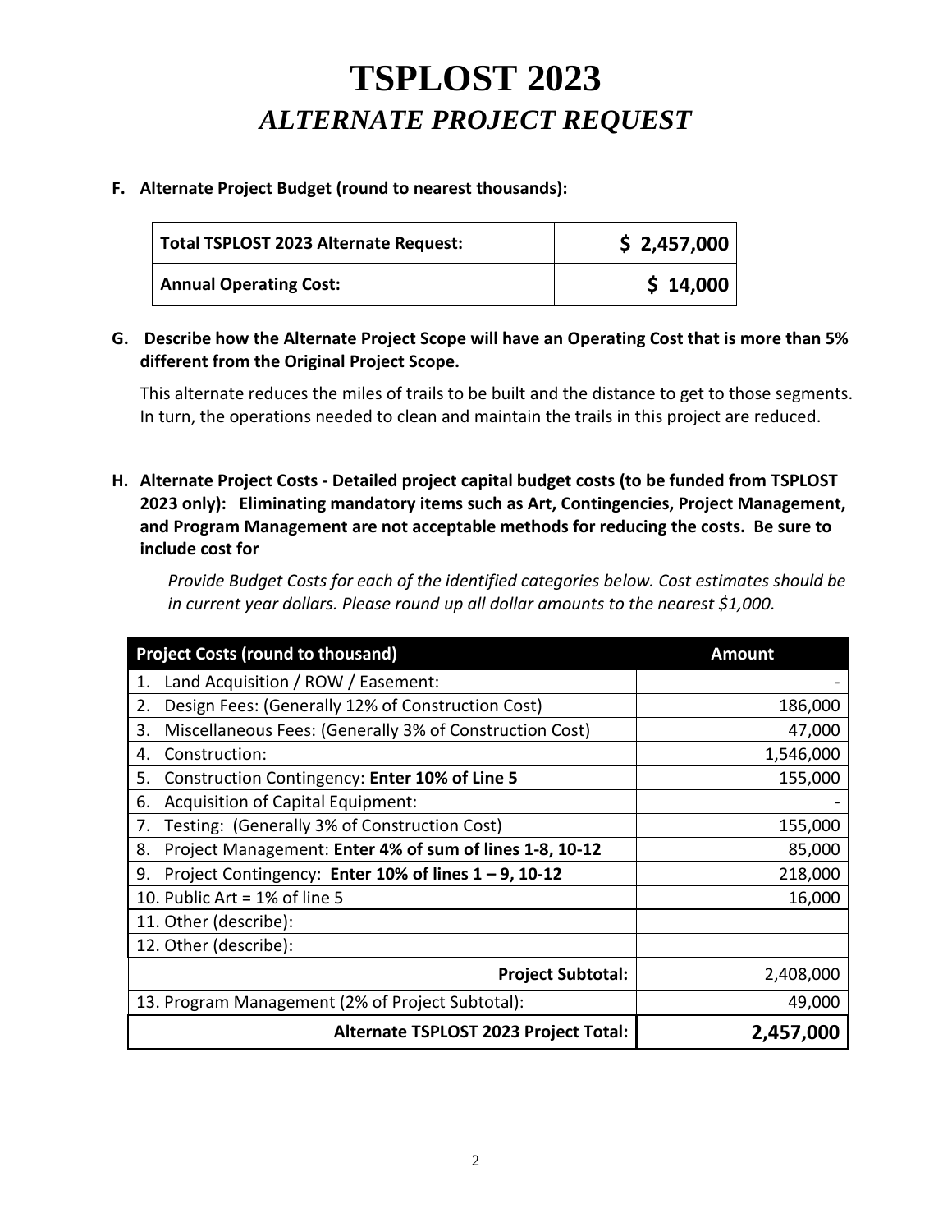# TSPLOST 2023

## *ALTERNATE PROJECT REQUEST*

**F. Alternate Project Budget (round to nearest thousands):**

| | |
|---|---|
| **Total TSPLOST 2023 Alternate Request:** | **$ 2,457,000** |
| **Annual Operating Cost:** | **$ 14,000** |

**G. Describe how the Alternate Project Scope will have an Operating Cost that is more than 5% different from the Original Project Scope.**

This alternate reduces the miles of trails to be built and the distance to get to those segments. In turn, the operations needed to clean and maintain the trails in this project are reduced.

**H. Alternate Project Costs - Detailed project capital budget costs (to be funded from TSPLOST 2023 only): Eliminating mandatory items such as Art, Contingencies, Project Management, and Program Management are not acceptable methods for reducing the costs. Be sure to include cost for**

*Provide Budget Costs for each of the identified categories below. Cost estimates should be in current year dollars. Please round up all dollar amounts to the nearest $1,000.*

| Project Costs (round to thousand) | Amount |
|---|---|
| 1. Land Acquisition / ROW / Easement: | - |
| 2. Design Fees: (Generally 12% of Construction Cost) | 186,000 |
| 3. Miscellaneous Fees: (Generally 3% of Construction Cost) | 47,000 |
| 4. Construction: | 1,546,000 |
| 5. Construction Contingency: **Enter 10% of Line 5** | 155,000 |
| 6. Acquisition of Capital Equipment: | - |
| 7. Testing: (Generally 3% of Construction Cost) | 155,000 |
| 8. Project Management: **Enter 4% of sum of lines 1-8, 10-12** | 85,000 |
| 9. Project Contingency: **Enter 10% of lines 1 – 9, 10-12** | 218,000 |
| 10. Public Art = 1% of line 5 | 16,000 |
| 11. Other (describe): | |
| 12. Other (describe): | |
| **Project Subtotal:** | 2,408,000 |
| 13. Program Management (2% of Project Subtotal): | 49,000 |
| **Alternate TSPLOST 2023 Project Total:** | **2,457,000** |